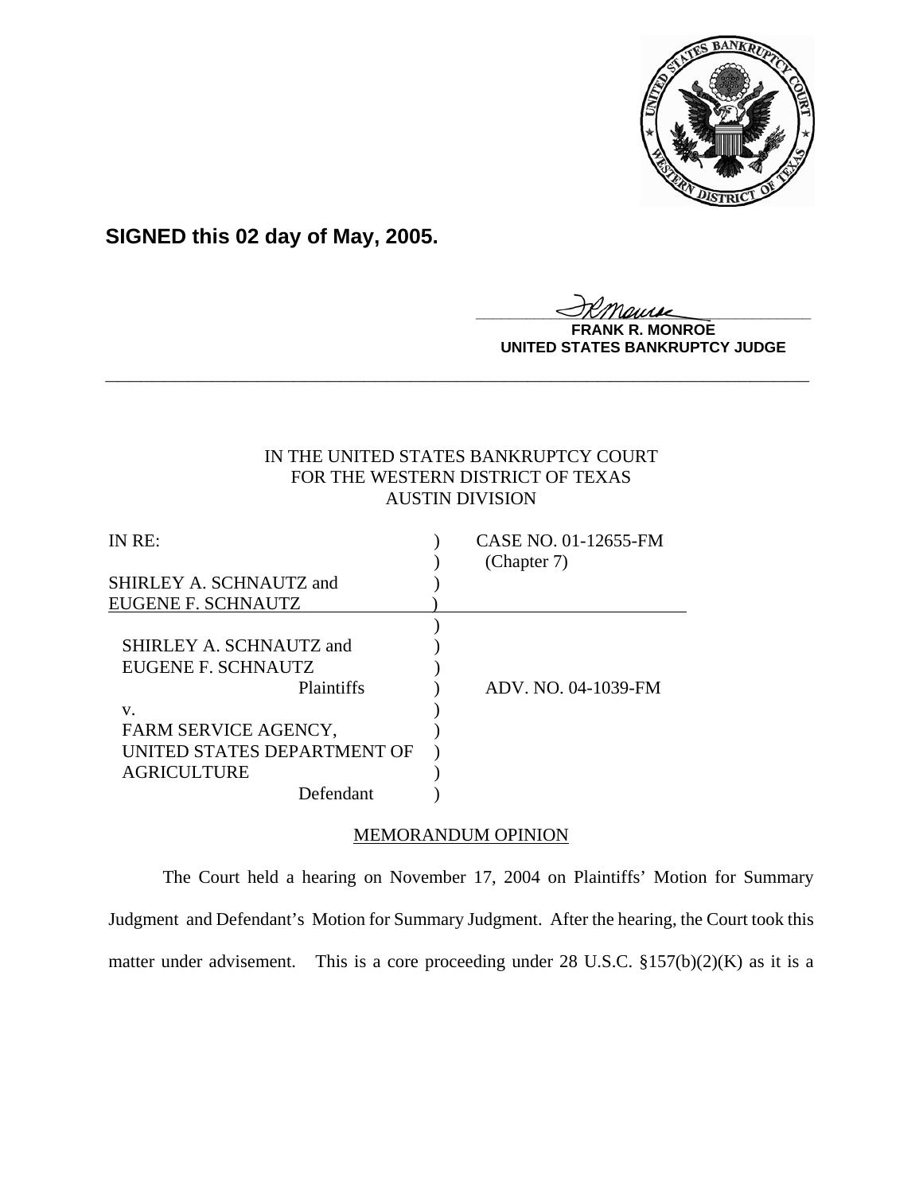**SIGNED this 02 day of May, 2005.**

**FRANK R. MONROE**
**UNITED STATES BANKRUPTCY JUDGE**

---

IN THE UNITED STATES BANKRUPTCY COURT
FOR THE WESTERN DISTRICT OF TEXAS
AUSTIN DIVISION

| | | |
|---|---|---|
| IN RE: | ) | CASE NO. 01-12655-FM |
| | ) | (Chapter 7) |
| SHIRLEY A. SCHNAUTZ and | ) | |
| EUGENE F. SCHNAUTZ | ) | |
| | ) | |
| SHIRLEY A. SCHNAUTZ and | ) | |
| EUGENE F. SCHNAUTZ | ) | |
| Plaintiffs | ) | ADV. NO. 04-1039-FM |
| v. | ) | |
| FARM SERVICE AGENCY, | ) | |
| UNITED STATES DEPARTMENT OF | ) | |
| AGRICULTURE | ) | |
| Defendant | ) | |

MEMORANDUM OPINION

The Court held a hearing on November 17, 2004 on Plaintiffs' Motion for Summary Judgment and Defendant's Motion for Summary Judgment. After the hearing, the Court took this matter under advisement. This is a core proceeding under 28 U.S.C. §157(b)(2)(K) as it is a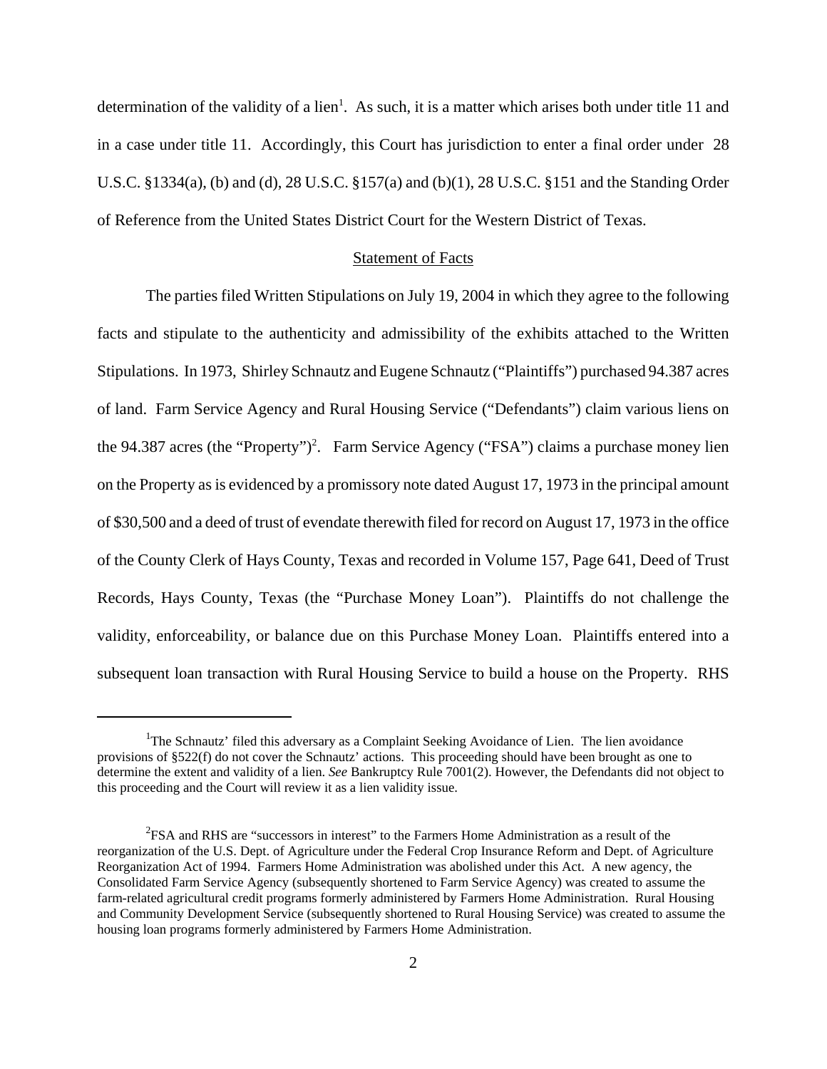determination of the validity of a lien[1]. As such, it is a matter which arises both under title 11 and in a case under title 11. Accordingly, this Court has jurisdiction to enter a final order under 28 U.S.C. §1334(a), (b) and (d), 28 U.S.C. §157(a) and (b)(1), 28 U.S.C. §151 and the Standing Order of Reference from the United States District Court for the Western District of Texas.

## Statement of Facts

The parties filed Written Stipulations on July 19, 2004 in which they agree to the following facts and stipulate to the authenticity and admissibility of the exhibits attached to the Written Stipulations. In 1973, Shirley Schnautz and Eugene Schnautz ("Plaintiffs") purchased 94.387 acres of land. Farm Service Agency and Rural Housing Service ("Defendants") claim various liens on the 94.387 acres (the "Property")[2]. Farm Service Agency ("FSA") claims a purchase money lien on the Property as is evidenced by a promissory note dated August 17, 1973 in the principal amount of $30,500 and a deed of trust of evendate therewith filed for record on August 17, 1973 in the office of the County Clerk of Hays County, Texas and recorded in Volume 157, Page 641, Deed of Trust Records, Hays County, Texas (the "Purchase Money Loan"). Plaintiffs do not challenge the validity, enforceability, or balance due on this Purchase Money Loan. Plaintiffs entered into a subsequent loan transaction with Rural Housing Service to build a house on the Property. RHS

---

[1]The Schnautz' filed this adversary as a Complaint Seeking Avoidance of Lien. The lien avoidance provisions of §522(f) do not cover the Schnautz' actions. This proceeding should have been brought as one to determine the extent and validity of a lien. *See* Bankruptcy Rule 7001(2). However, the Defendants did not object to this proceeding and the Court will review it as a lien validity issue.

[2]FSA and RHS are "successors in interest" to the Farmers Home Administration as a result of the reorganization of the U.S. Dept. of Agriculture under the Federal Crop Insurance Reform and Dept. of Agriculture Reorganization Act of 1994. Farmers Home Administration was abolished under this Act. A new agency, the Consolidated Farm Service Agency (subsequently shortened to Farm Service Agency) was created to assume the farm-related agricultural credit programs formerly administered by Farmers Home Administration. Rural Housing and Community Development Service (subsequently shortened to Rural Housing Service) was created to assume the housing loan programs formerly administered by Farmers Home Administration.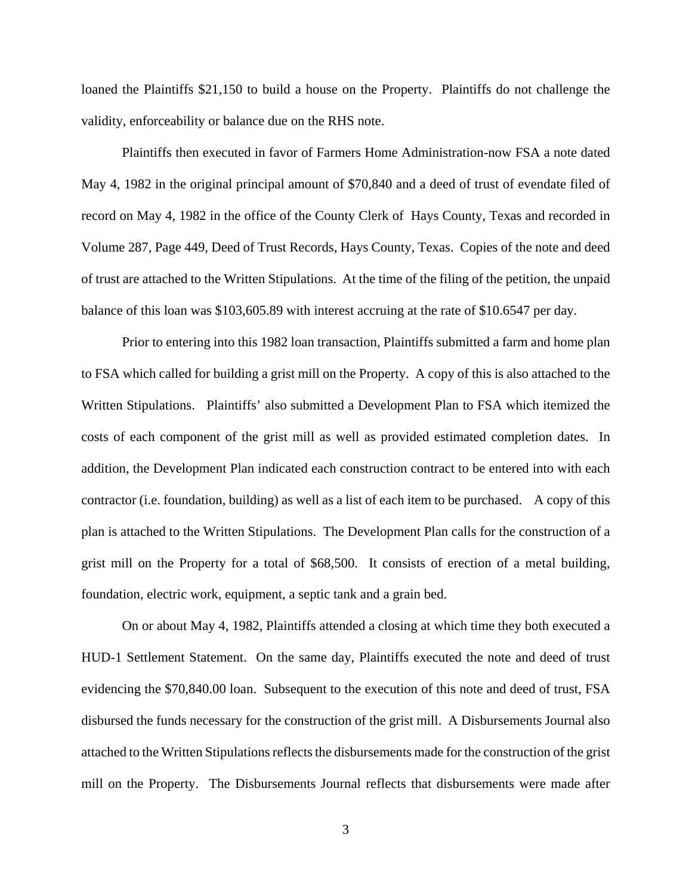loaned the Plaintiffs $21,150 to build a house on the Property. Plaintiffs do not challenge the validity, enforceability or balance due on the RHS note.

Plaintiffs then executed in favor of Farmers Home Administration-now FSA a note dated May 4, 1982 in the original principal amount of $70,840 and a deed of trust of evendate filed of record on May 4, 1982 in the office of the County Clerk of Hays County, Texas and recorded in Volume 287, Page 449, Deed of Trust Records, Hays County, Texas. Copies of the note and deed of trust are attached to the Written Stipulations. At the time of the filing of the petition, the unpaid balance of this loan was $103,605.89 with interest accruing at the rate of $10.6547 per day.

Prior to entering into this 1982 loan transaction, Plaintiffs submitted a farm and home plan to FSA which called for building a grist mill on the Property. A copy of this is also attached to the Written Stipulations. Plaintiffs' also submitted a Development Plan to FSA which itemized the costs of each component of the grist mill as well as provided estimated completion dates. In addition, the Development Plan indicated each construction contract to be entered into with each contractor (i.e. foundation, building) as well as a list of each item to be purchased. A copy of this plan is attached to the Written Stipulations. The Development Plan calls for the construction of a grist mill on the Property for a total of $68,500. It consists of erection of a metal building, foundation, electric work, equipment, a septic tank and a grain bed.

On or about May 4, 1982, Plaintiffs attended a closing at which time they both executed a HUD-1 Settlement Statement. On the same day, Plaintiffs executed the note and deed of trust evidencing the $70,840.00 loan. Subsequent to the execution of this note and deed of trust, FSA disbursed the funds necessary for the construction of the grist mill. A Disbursements Journal also attached to the Written Stipulations reflects the disbursements made for the construction of the grist mill on the Property. The Disbursements Journal reflects that disbursements were made after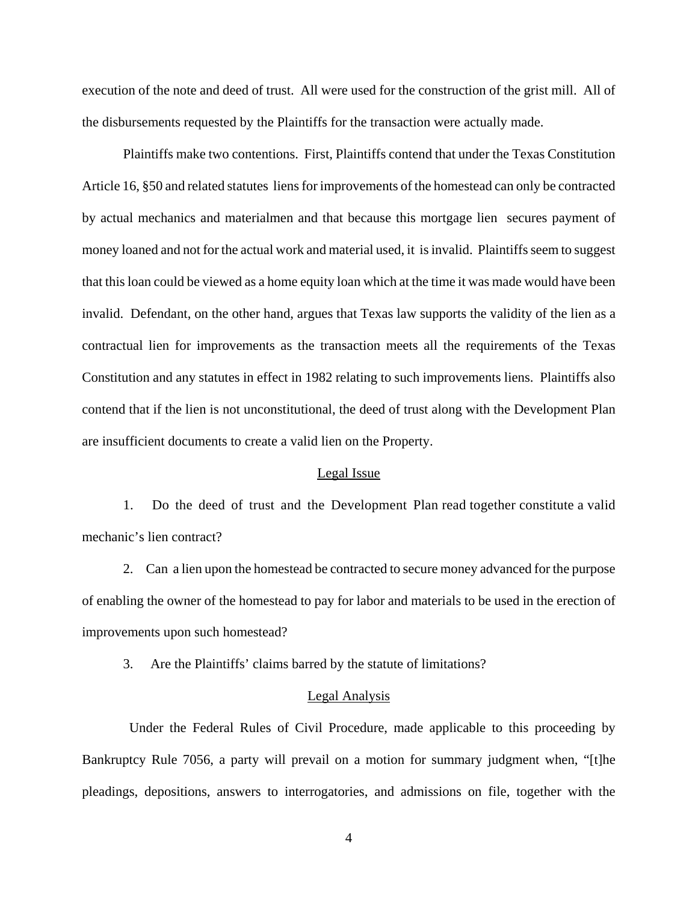execution of the note and deed of trust. All were used for the construction of the grist mill. All of the disbursements requested by the Plaintiffs for the transaction were actually made.

Plaintiffs make two contentions. First, Plaintiffs contend that under the Texas Constitution Article 16, §50 and related statutes liens for improvements of the homestead can only be contracted by actual mechanics and materialmen and that because this mortgage lien secures payment of money loaned and not for the actual work and material used, it is invalid. Plaintiffs seem to suggest that this loan could be viewed as a home equity loan which at the time it was made would have been invalid. Defendant, on the other hand, argues that Texas law supports the validity of the lien as a contractual lien for improvements as the transaction meets all the requirements of the Texas Constitution and any statutes in effect in 1982 relating to such improvements liens. Plaintiffs also contend that if the lien is not unconstitutional, the deed of trust along with the Development Plan are insufficient documents to create a valid lien on the Property.

## Legal Issue

1. Do the deed of trust and the Development Plan read together constitute a valid mechanic's lien contract?

2. Can a lien upon the homestead be contracted to secure money advanced for the purpose of enabling the owner of the homestead to pay for labor and materials to be used in the erection of improvements upon such homestead?

3. Are the Plaintiffs' claims barred by the statute of limitations?

## Legal Analysis

Under the Federal Rules of Civil Procedure, made applicable to this proceeding by Bankruptcy Rule 7056, a party will prevail on a motion for summary judgment when, "[t]he pleadings, depositions, answers to interrogatories, and admissions on file, together with the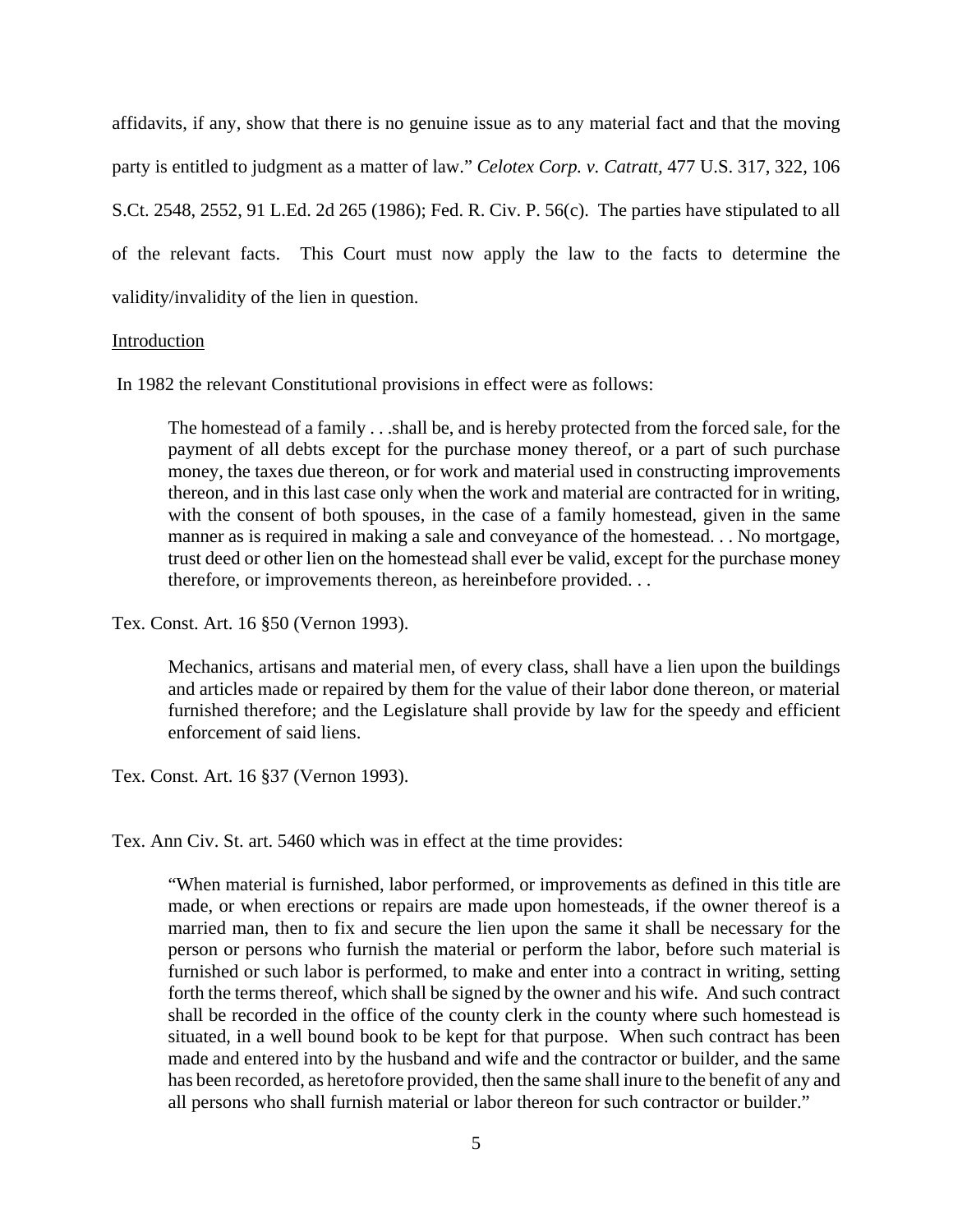affidavits, if any, show that there is no genuine issue as to any material fact and that the moving party is entitled to judgment as a matter of law." *Celotex Corp. v. Catratt,* 477 U.S. 317, 322, 106 S.Ct. 2548, 2552, 91 L.Ed. 2d 265 (1986); Fed. R. Civ. P. 56(c). The parties have stipulated to all of the relevant facts. This Court must now apply the law to the facts to determine the validity/invalidity of the lien in question.

<u>Introduction</u>

In 1982 the relevant Constitutional provisions in effect were as follows:

> The homestead of a family . . .shall be, and is hereby protected from the forced sale, for the payment of all debts except for the purchase money thereof, or a part of such purchase money, the taxes due thereon, or for work and material used in constructing improvements thereon, and in this last case only when the work and material are contracted for in writing, with the consent of both spouses, in the case of a family homestead, given in the same manner as is required in making a sale and conveyance of the homestead. . . No mortgage, trust deed or other lien on the homestead shall ever be valid, except for the purchase money therefore, or improvements thereon, as hereinbefore provided. . .

Tex. Const. Art. 16 §50 (Vernon 1993).

> Mechanics, artisans and material men, of every class, shall have a lien upon the buildings and articles made or repaired by them for the value of their labor done thereon, or material furnished therefore; and the Legislature shall provide by law for the speedy and efficient enforcement of said liens.

Tex. Const. Art. 16 §37 (Vernon 1993).

Tex. Ann Civ. St. art. 5460 which was in effect at the time provides:

> "When material is furnished, labor performed, or improvements as defined in this title are made, or when erections or repairs are made upon homesteads, if the owner thereof is a married man, then to fix and secure the lien upon the same it shall be necessary for the person or persons who furnish the material or perform the labor, before such material is furnished or such labor is performed, to make and enter into a contract in writing, setting forth the terms thereof, which shall be signed by the owner and his wife. And such contract shall be recorded in the office of the county clerk in the county where such homestead is situated, in a well bound book to be kept for that purpose. When such contract has been made and entered into by the husband and wife and the contractor or builder, and the same has been recorded, as heretofore provided, then the same shall inure to the benefit of any and all persons who shall furnish material or labor thereon for such contractor or builder."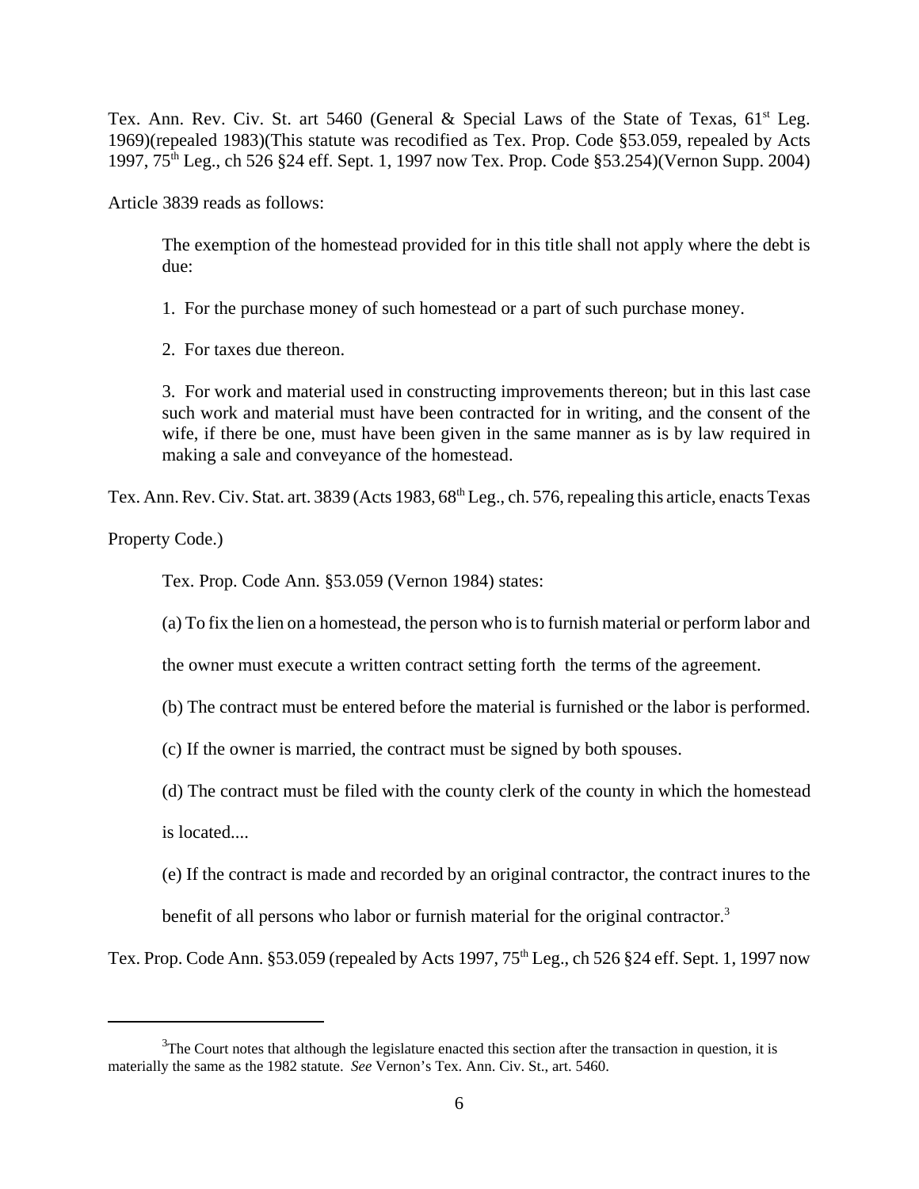Tex. Ann. Rev. Civ. St. art 5460 (General & Special Laws of the State of Texas, 61st Leg. 1969)(repealed 1983)(This statute was recodified as Tex. Prop. Code §53.059, repealed by Acts 1997, 75th Leg., ch 526 §24 eff. Sept. 1, 1997 now Tex. Prop. Code §53.254)(Vernon Supp. 2004)

Article 3839 reads as follows:

> The exemption of the homestead provided for in this title shall not apply where the debt is due:
>
> 1. For the purchase money of such homestead or a part of such purchase money.
>
> 2. For taxes due thereon.
>
> 3. For work and material used in constructing improvements thereon; but in this last case such work and material must have been contracted for in writing, and the consent of the wife, if there be one, must have been given in the same manner as is by law required in making a sale and conveyance of the homestead.

Tex. Ann. Rev. Civ. Stat. art. 3839 (Acts 1983, 68th Leg., ch. 576, repealing this article, enacts Texas Property Code.)

> Tex. Prop. Code Ann. §53.059 (Vernon 1984) states:
>
> (a) To fix the lien on a homestead, the person who is to furnish material or perform labor and the owner must execute a written contract setting forth the terms of the agreement.
>
> (b) The contract must be entered before the material is furnished or the labor is performed.
>
> (c) If the owner is married, the contract must be signed by both spouses.
>
> (d) The contract must be filed with the county clerk of the county in which the homestead is located....
>
> (e) If the contract is made and recorded by an original contractor, the contract inures to the benefit of all persons who labor or furnish material for the original contractor.[3]

Tex. Prop. Code Ann. §53.059 (repealed by Acts 1997, 75th Leg., ch 526 §24 eff. Sept. 1, 1997 now

---

[3] The Court notes that although the legislature enacted this section after the transaction in question, it is materially the same as the 1982 statute. *See* Vernon's Tex. Ann. Civ. St., art. 5460.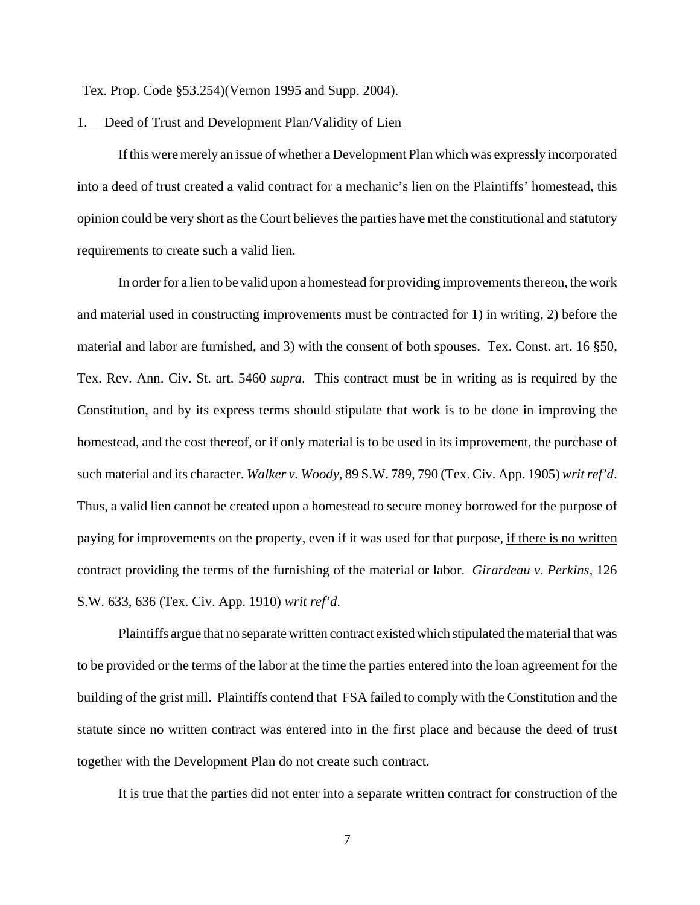Tex. Prop. Code §53.254)(Vernon 1995 and Supp. 2004).

1. <u>Deed of Trust and Development Plan/Validity of Lien</u>

If this were merely an issue of whether a Development Plan which was expressly incorporated into a deed of trust created a valid contract for a mechanic's lien on the Plaintiffs' homestead, this opinion could be very short as the Court believes the parties have met the constitutional and statutory requirements to create such a valid lien.

In order for a lien to be valid upon a homestead for providing improvements thereon, the work and material used in constructing improvements must be contracted for 1) in writing, 2) before the material and labor are furnished, and 3) with the consent of both spouses. Tex. Const. art. 16 §50, Tex. Rev. Ann. Civ. St. art. 5460 *supra*. This contract must be in writing as is required by the Constitution, and by its express terms should stipulate that work is to be done in improving the homestead, and the cost thereof, or if only material is to be used in its improvement, the purchase of such material and its character. *Walker v. Woody*, 89 S.W. 789, 790 (Tex. Civ. App. 1905) *writ ref'd*. Thus, a valid lien cannot be created upon a homestead to secure money borrowed for the purpose of paying for improvements on the property, even if it was used for that purpose, <u>if there is no written contract providing the terms of the furnishing of the material or labor</u>. *Girardeau v. Perkins*, 126 S.W. 633, 636 (Tex. Civ. App. 1910) *writ ref'd*.

Plaintiffs argue that no separate written contract existed which stipulated the material that was to be provided or the terms of the labor at the time the parties entered into the loan agreement for the building of the grist mill. Plaintiffs contend that FSA failed to comply with the Constitution and the statute since no written contract was entered into in the first place and because the deed of trust together with the Development Plan do not create such contract.

It is true that the parties did not enter into a separate written contract for construction of the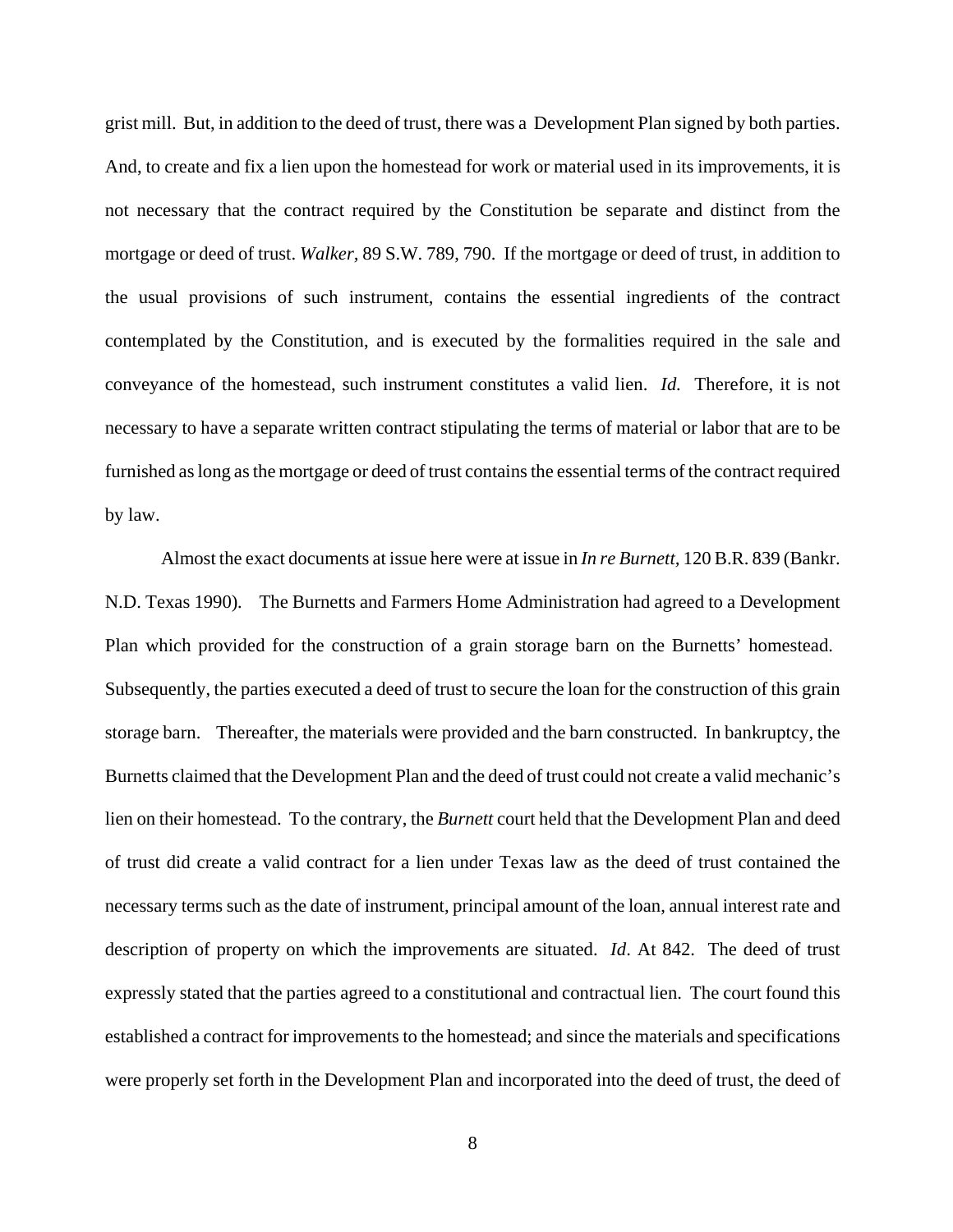grist mill. But, in addition to the deed of trust, there was a Development Plan signed by both parties. And, to create and fix a lien upon the homestead for work or material used in its improvements, it is not necessary that the contract required by the Constitution be separate and distinct from the mortgage or deed of trust. *Walker*, 89 S.W. 789, 790. If the mortgage or deed of trust, in addition to the usual provisions of such instrument, contains the essential ingredients of the contract contemplated by the Constitution, and is executed by the formalities required in the sale and conveyance of the homestead, such instrument constitutes a valid lien. *Id.* Therefore, it is not necessary to have a separate written contract stipulating the terms of material or labor that are to be furnished as long as the mortgage or deed of trust contains the essential terms of the contract required by law.

Almost the exact documents at issue here were at issue in *In re Burnett*, 120 B.R. 839 (Bankr. N.D. Texas 1990). The Burnetts and Farmers Home Administration had agreed to a Development Plan which provided for the construction of a grain storage barn on the Burnetts' homestead. Subsequently, the parties executed a deed of trust to secure the loan for the construction of this grain storage barn. Thereafter, the materials were provided and the barn constructed. In bankruptcy, the Burnetts claimed that the Development Plan and the deed of trust could not create a valid mechanic's lien on their homestead. To the contrary, the *Burnett* court held that the Development Plan and deed of trust did create a valid contract for a lien under Texas law as the deed of trust contained the necessary terms such as the date of instrument, principal amount of the loan, annual interest rate and description of property on which the improvements are situated. *Id*. At 842. The deed of trust expressly stated that the parties agreed to a constitutional and contractual lien. The court found this established a contract for improvements to the homestead; and since the materials and specifications were properly set forth in the Development Plan and incorporated into the deed of trust, the deed of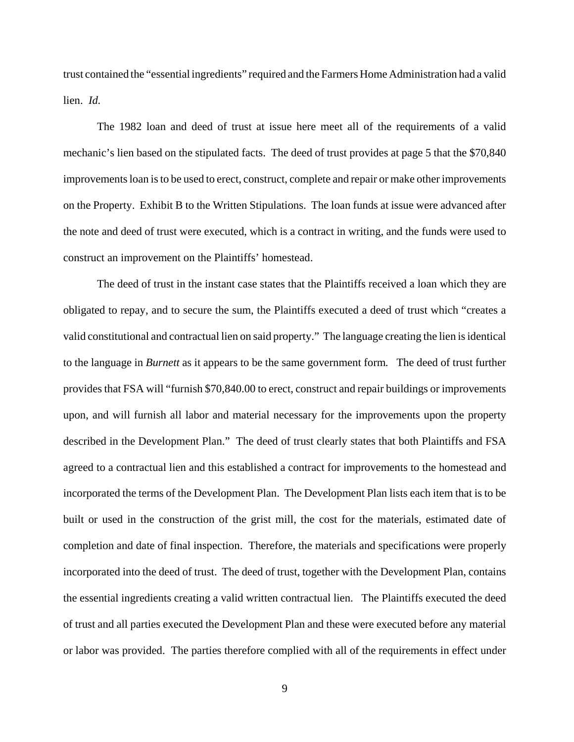trust contained the "essential ingredients" required and the Farmers Home Administration had a valid lien. *Id.*

The 1982 loan and deed of trust at issue here meet all of the requirements of a valid mechanic's lien based on the stipulated facts. The deed of trust provides at page 5 that the $70,840 improvements loan is to be used to erect, construct, complete and repair or make other improvements on the Property. Exhibit B to the Written Stipulations. The loan funds at issue were advanced after the note and deed of trust were executed, which is a contract in writing, and the funds were used to construct an improvement on the Plaintiffs' homestead.

The deed of trust in the instant case states that the Plaintiffs received a loan which they are obligated to repay, and to secure the sum, the Plaintiffs executed a deed of trust which "creates a valid constitutional and contractual lien on said property." The language creating the lien is identical to the language in *Burnett* as it appears to be the same government form. The deed of trust further provides that FSA will "furnish $70,840.00 to erect, construct and repair buildings or improvements upon, and will furnish all labor and material necessary for the improvements upon the property described in the Development Plan." The deed of trust clearly states that both Plaintiffs and FSA agreed to a contractual lien and this established a contract for improvements to the homestead and incorporated the terms of the Development Plan. The Development Plan lists each item that is to be built or used in the construction of the grist mill, the cost for the materials, estimated date of completion and date of final inspection. Therefore, the materials and specifications were properly incorporated into the deed of trust. The deed of trust, together with the Development Plan, contains the essential ingredients creating a valid written contractual lien. The Plaintiffs executed the deed of trust and all parties executed the Development Plan and these were executed before any material or labor was provided. The parties therefore complied with all of the requirements in effect under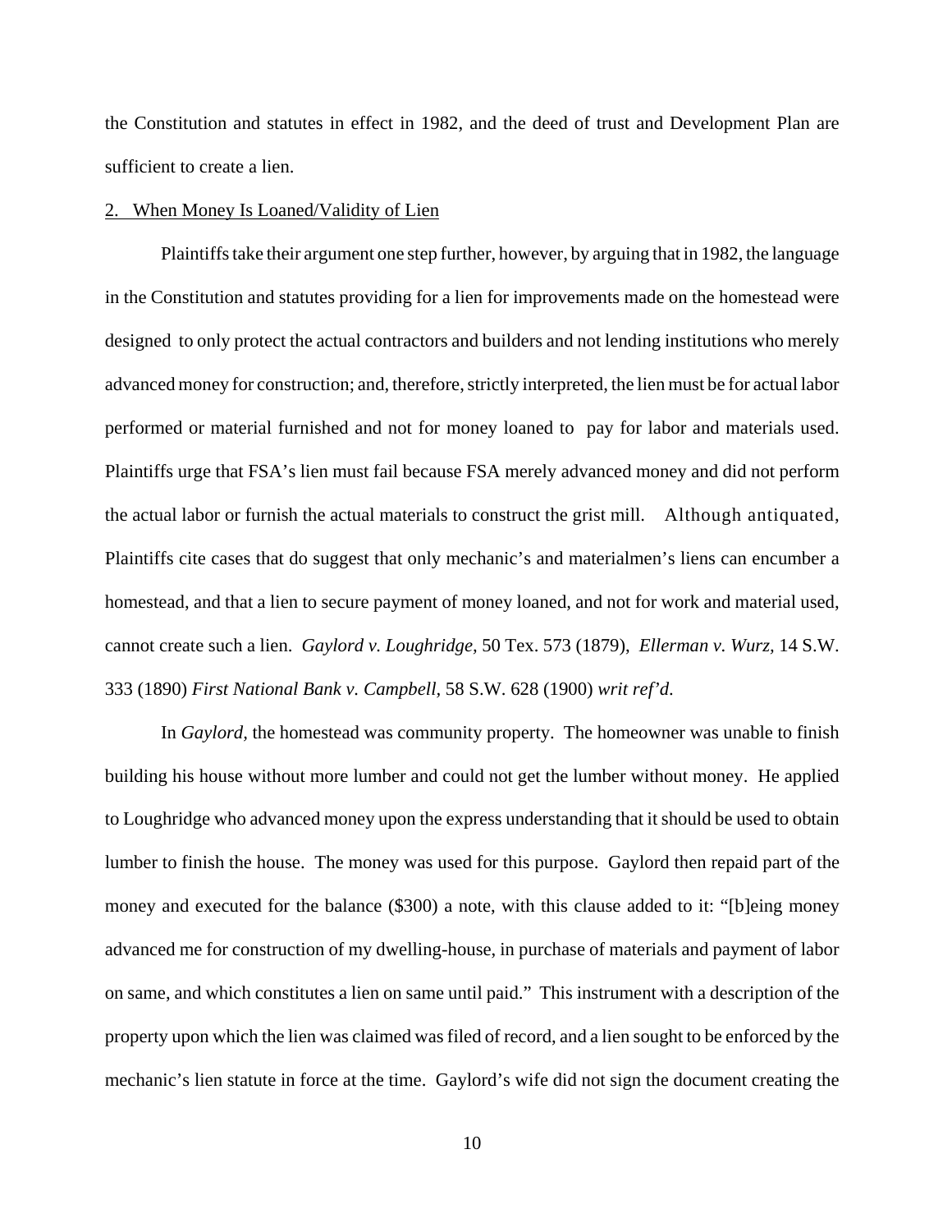the Constitution and statutes in effect in 1982, and the deed of trust and Development Plan are sufficient to create a lien.

2. When Money Is Loaned/Validity of Lien

Plaintiffs take their argument one step further, however, by arguing that in 1982, the language in the Constitution and statutes providing for a lien for improvements made on the homestead were designed to only protect the actual contractors and builders and not lending institutions who merely advanced money for construction; and, therefore, strictly interpreted, the lien must be for actual labor performed or material furnished and not for money loaned to pay for labor and materials used. Plaintiffs urge that FSA's lien must fail because FSA merely advanced money and did not perform the actual labor or furnish the actual materials to construct the grist mill. Although antiquated, Plaintiffs cite cases that do suggest that only mechanic's and materialmen's liens can encumber a homestead, and that a lien to secure payment of money loaned, and not for work and material used, cannot create such a lien. *Gaylord v. Loughridge,* 50 Tex. 573 (1879), *Ellerman v. Wurz,* 14 S.W. 333 (1890) *First National Bank v. Campbell,* 58 S.W. 628 (1900) *writ ref'd.*

In *Gaylord,* the homestead was community property. The homeowner was unable to finish building his house without more lumber and could not get the lumber without money. He applied to Loughridge who advanced money upon the express understanding that it should be used to obtain lumber to finish the house. The money was used for this purpose. Gaylord then repaid part of the money and executed for the balance ($300) a note, with this clause added to it: "[b]eing money advanced me for construction of my dwelling-house, in purchase of materials and payment of labor on same, and which constitutes a lien on same until paid." This instrument with a description of the property upon which the lien was claimed was filed of record, and a lien sought to be enforced by the mechanic's lien statute in force at the time. Gaylord's wife did not sign the document creating the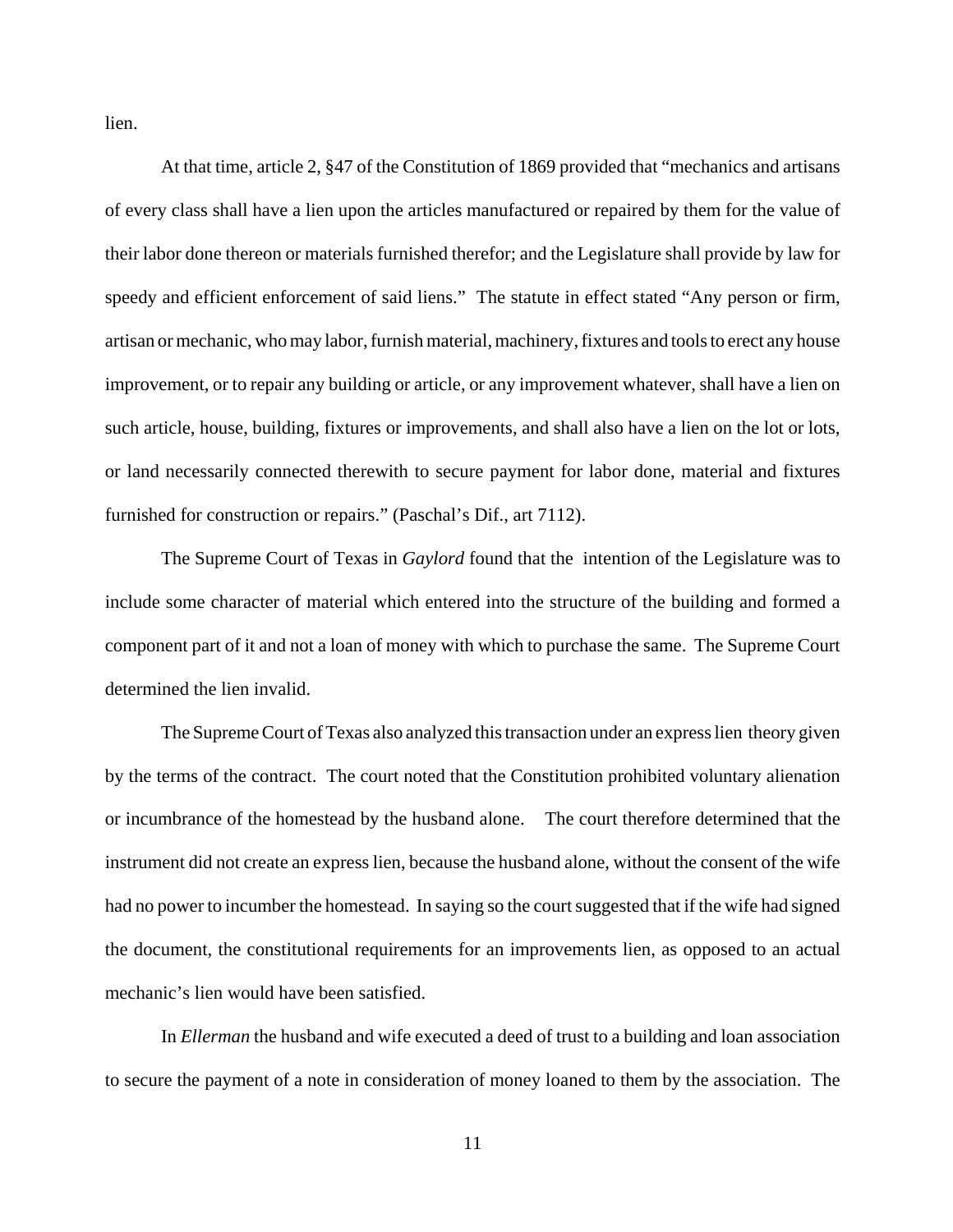lien.

At that time, article 2, §47 of the Constitution of 1869 provided that "mechanics and artisans of every class shall have a lien upon the articles manufactured or repaired by them for the value of their labor done thereon or materials furnished therefor; and the Legislature shall provide by law for speedy and efficient enforcement of said liens." The statute in effect stated "Any person or firm, artisan or mechanic, who may labor, furnish material, machinery, fixtures and tools to erect any house improvement, or to repair any building or article, or any improvement whatever, shall have a lien on such article, house, building, fixtures or improvements, and shall also have a lien on the lot or lots, or land necessarily connected therewith to secure payment for labor done, material and fixtures furnished for construction or repairs." (Paschal's Dif., art 7112).

The Supreme Court of Texas in *Gaylord* found that the intention of the Legislature was to include some character of material which entered into the structure of the building and formed a component part of it and not a loan of money with which to purchase the same. The Supreme Court determined the lien invalid.

The Supreme Court of Texas also analyzed this transaction under an express lien theory given by the terms of the contract. The court noted that the Constitution prohibited voluntary alienation or incumbrance of the homestead by the husband alone. The court therefore determined that the instrument did not create an express lien, because the husband alone, without the consent of the wife had no power to incumber the homestead. In saying so the court suggested that if the wife had signed the document, the constitutional requirements for an improvements lien, as opposed to an actual mechanic's lien would have been satisfied.

In *Ellerman* the husband and wife executed a deed of trust to a building and loan association to secure the payment of a note in consideration of money loaned to them by the association. The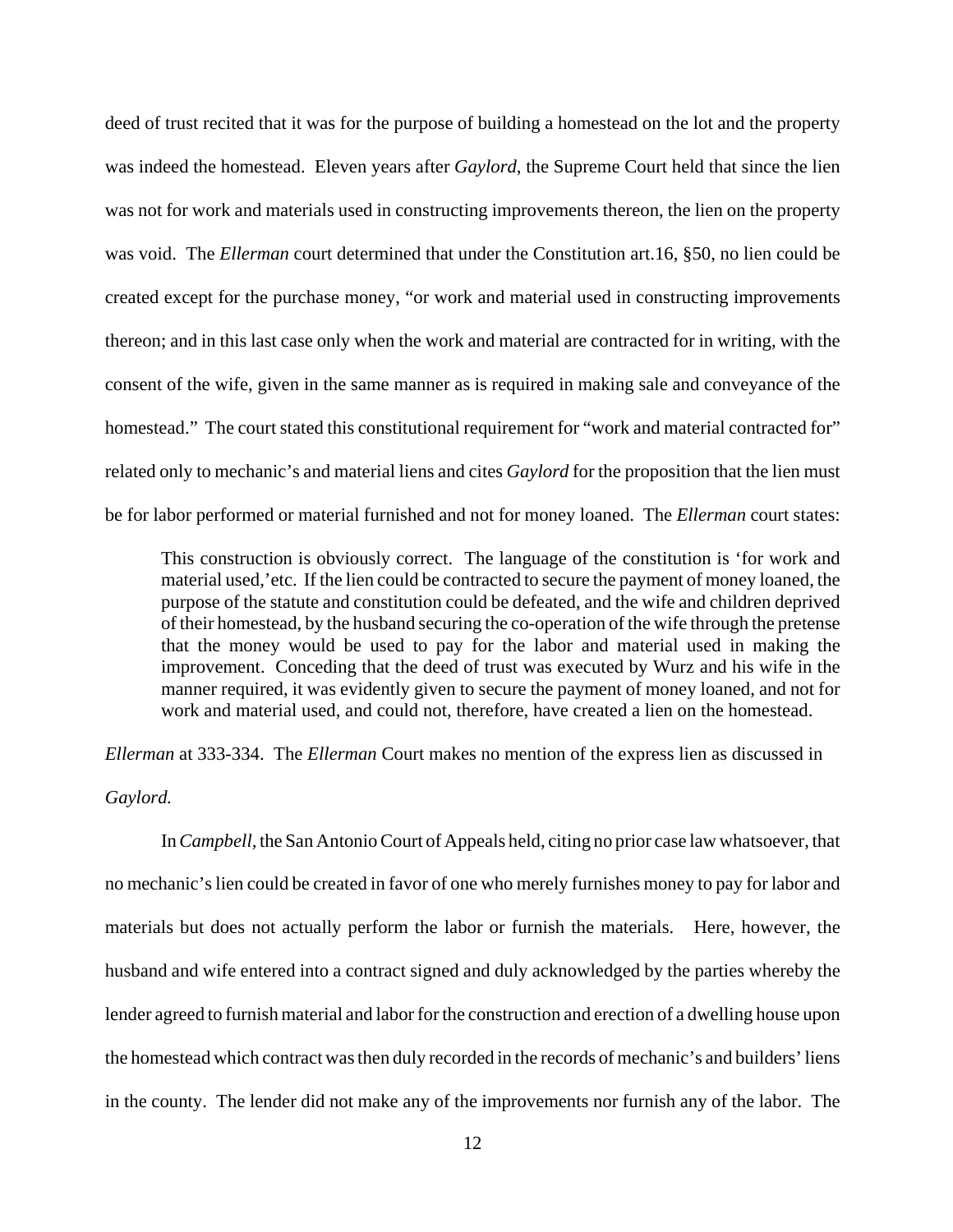deed of trust recited that it was for the purpose of building a homestead on the lot and the property was indeed the homestead. Eleven years after *Gaylord*, the Supreme Court held that since the lien was not for work and materials used in constructing improvements thereon, the lien on the property was void. The *Ellerman* court determined that under the Constitution art.16, §50, no lien could be created except for the purchase money, "or work and material used in constructing improvements thereon; and in this last case only when the work and material are contracted for in writing, with the consent of the wife, given in the same manner as is required in making sale and conveyance of the homestead." The court stated this constitutional requirement for "work and material contracted for" related only to mechanic's and material liens and cites *Gaylord* for the proposition that the lien must be for labor performed or material furnished and not for money loaned. The *Ellerman* court states:

> This construction is obviously correct. The language of the constitution is 'for work and material used,'etc. If the lien could be contracted to secure the payment of money loaned, the purpose of the statute and constitution could be defeated, and the wife and children deprived of their homestead, by the husband securing the co-operation of the wife through the pretense that the money would be used to pay for the labor and material used in making the improvement. Conceding that the deed of trust was executed by Wurz and his wife in the manner required, it was evidently given to secure the payment of money loaned, and not for work and material used, and could not, therefore, have created a lien on the homestead.

*Ellerman* at 333-334. The *Ellerman* Court makes no mention of the express lien as discussed in *Gaylord.*

In *Campbell*, the San Antonio Court of Appeals held, citing no prior case law whatsoever, that no mechanic's lien could be created in favor of one who merely furnishes money to pay for labor and materials but does not actually perform the labor or furnish the materials. Here, however, the husband and wife entered into a contract signed and duly acknowledged by the parties whereby the lender agreed to furnish material and labor for the construction and erection of a dwelling house upon the homestead which contract was then duly recorded in the records of mechanic's and builders' liens in the county. The lender did not make any of the improvements nor furnish any of the labor. The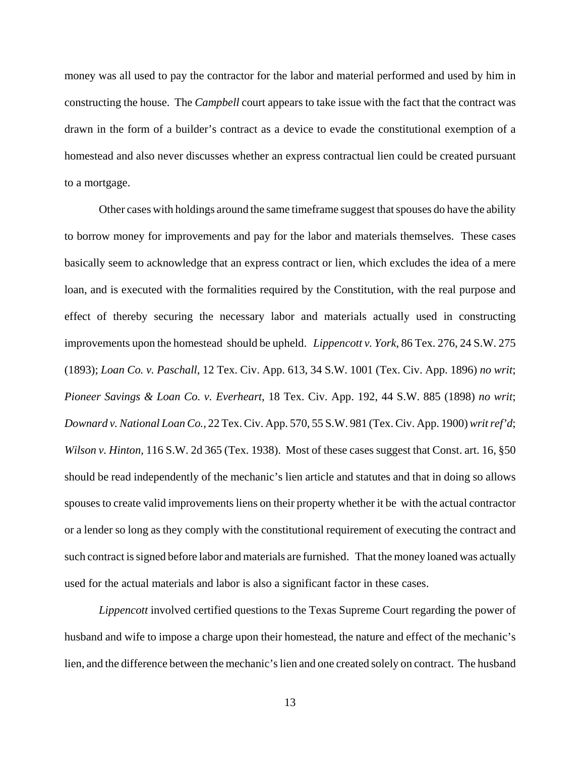money was all used to pay the contractor for the labor and material performed and used by him in constructing the house. The *Campbell* court appears to take issue with the fact that the contract was drawn in the form of a builder's contract as a device to evade the constitutional exemption of a homestead and also never discusses whether an express contractual lien could be created pursuant to a mortgage.

Other cases with holdings around the same timeframe suggest that spouses do have the ability to borrow money for improvements and pay for the labor and materials themselves. These cases basically seem to acknowledge that an express contract or lien, which excludes the idea of a mere loan, and is executed with the formalities required by the Constitution, with the real purpose and effect of thereby securing the necessary labor and materials actually used in constructing improvements upon the homestead should be upheld. *Lippencott v. York,* 86 Tex. 276, 24 S.W. 275 (1893); *Loan Co. v. Paschall,* 12 Tex. Civ. App. 613, 34 S.W. 1001 (Tex. Civ. App. 1896) *no writ*; *Pioneer Savings & Loan Co. v. Everheart*, 18 Tex. Civ. App. 192, 44 S.W. 885 (1898) *no writ*; *Downard v. National Loan Co.,* 22 Tex. Civ. App. 570, 55 S.W. 981 (Tex. Civ. App. 1900) *writ ref'd*; *Wilson v. Hinton,* 116 S.W. 2d 365 (Tex. 1938). Most of these cases suggest that Const. art. 16, §50 should be read independently of the mechanic's lien article and statutes and that in doing so allows spouses to create valid improvements liens on their property whether it be with the actual contractor or a lender so long as they comply with the constitutional requirement of executing the contract and such contract is signed before labor and materials are furnished. That the money loaned was actually used for the actual materials and labor is also a significant factor in these cases.

*Lippencott* involved certified questions to the Texas Supreme Court regarding the power of husband and wife to impose a charge upon their homestead, the nature and effect of the mechanic's lien, and the difference between the mechanic's lien and one created solely on contract. The husband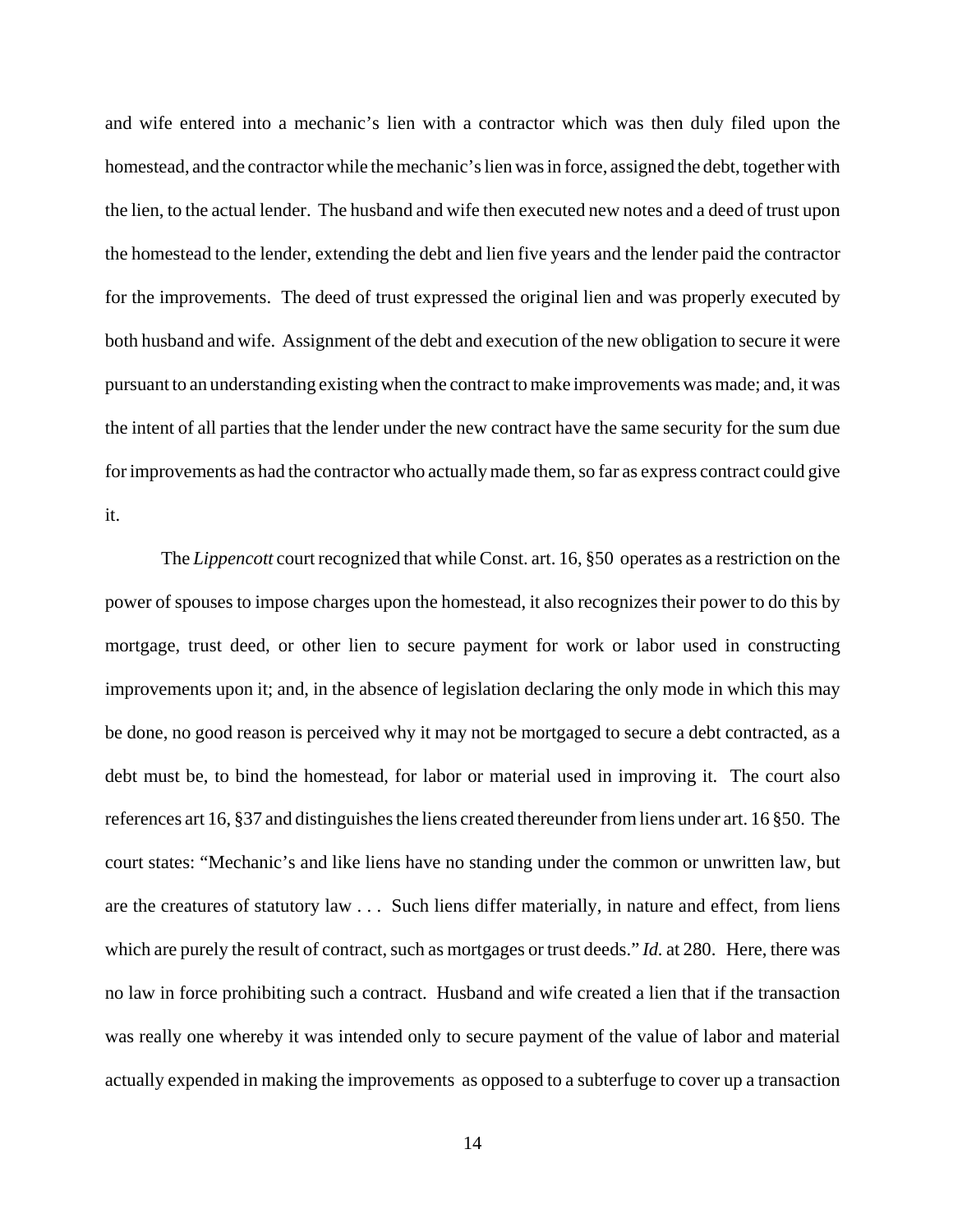and wife entered into a mechanic's lien with a contractor which was then duly filed upon the homestead, and the contractor while the mechanic's lien was in force, assigned the debt, together with the lien, to the actual lender. The husband and wife then executed new notes and a deed of trust upon the homestead to the lender, extending the debt and lien five years and the lender paid the contractor for the improvements. The deed of trust expressed the original lien and was properly executed by both husband and wife. Assignment of the debt and execution of the new obligation to secure it were pursuant to an understanding existing when the contract to make improvements was made; and, it was the intent of all parties that the lender under the new contract have the same security for the sum due for improvements as had the contractor who actually made them, so far as express contract could give it.

The *Lippencott* court recognized that while Const. art. 16, §50 operates as a restriction on the power of spouses to impose charges upon the homestead, it also recognizes their power to do this by mortgage, trust deed, or other lien to secure payment for work or labor used in constructing improvements upon it; and, in the absence of legislation declaring the only mode in which this may be done, no good reason is perceived why it may not be mortgaged to secure a debt contracted, as a debt must be, to bind the homestead, for labor or material used in improving it. The court also references art 16, §37 and distinguishes the liens created thereunder from liens under art. 16 §50. The court states: "Mechanic's and like liens have no standing under the common or unwritten law, but are the creatures of statutory law . . . Such liens differ materially, in nature and effect, from liens which are purely the result of contract, such as mortgages or trust deeds." *Id.* at 280. Here, there was no law in force prohibiting such a contract. Husband and wife created a lien that if the transaction was really one whereby it was intended only to secure payment of the value of labor and material actually expended in making the improvements as opposed to a subterfuge to cover up a transaction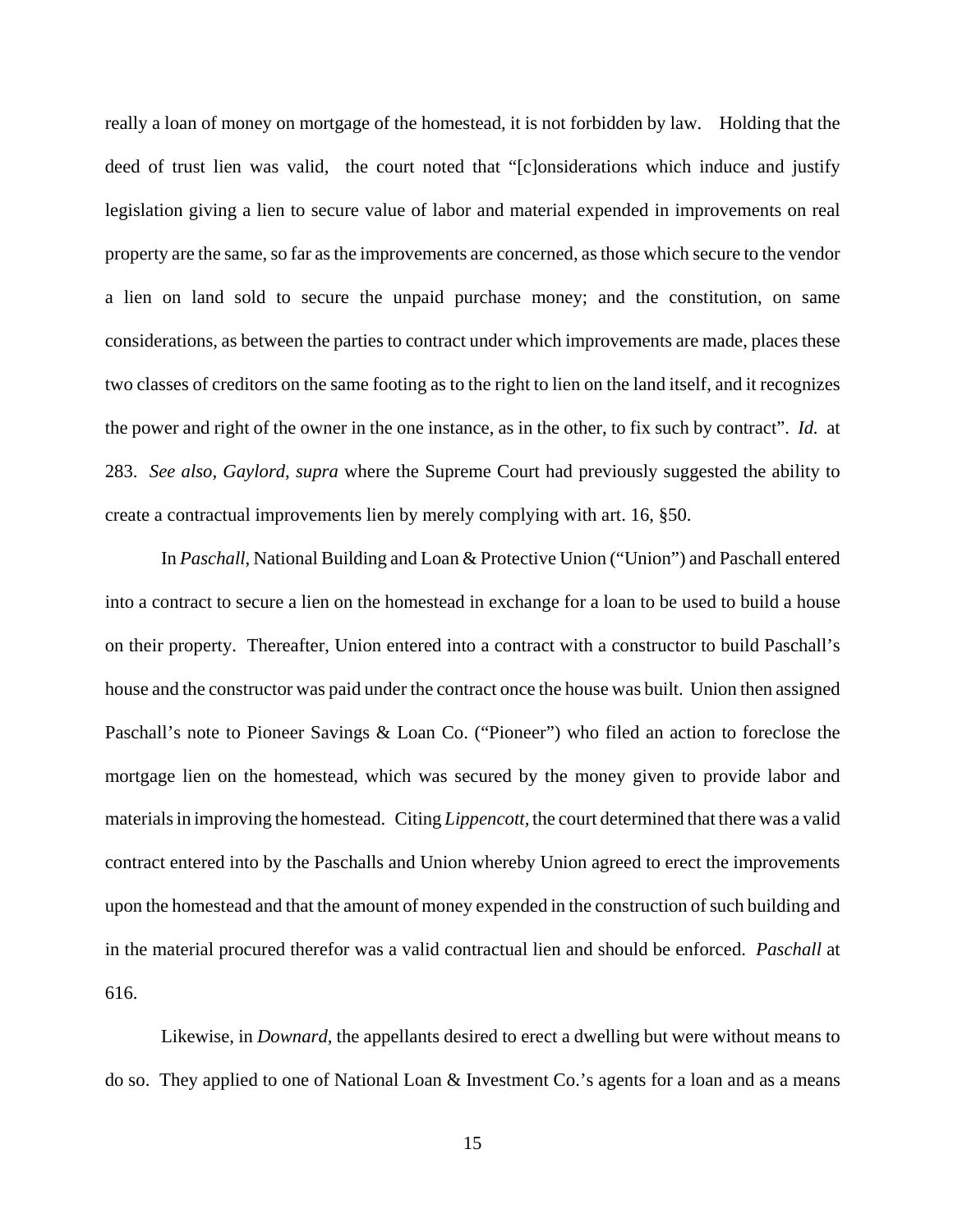really a loan of money on mortgage of the homestead, it is not forbidden by law. Holding that the deed of trust lien was valid, the court noted that "[c]onsiderations which induce and justify legislation giving a lien to secure value of labor and material expended in improvements on real property are the same, so far as the improvements are concerned, as those which secure to the vendor a lien on land sold to secure the unpaid purchase money; and the constitution, on same considerations, as between the parties to contract under which improvements are made, places these two classes of creditors on the same footing as to the right to lien on the land itself, and it recognizes the power and right of the owner in the one instance, as in the other, to fix such by contract". *Id.* at 283. *See also*, *Gaylord, supra* where the Supreme Court had previously suggested the ability to create a contractual improvements lien by merely complying with art. 16, §50.

In *Paschall*, National Building and Loan & Protective Union ("Union") and Paschall entered into a contract to secure a lien on the homestead in exchange for a loan to be used to build a house on their property. Thereafter, Union entered into a contract with a constructor to build Paschall's house and the constructor was paid under the contract once the house was built. Union then assigned Paschall's note to Pioneer Savings & Loan Co. ("Pioneer") who filed an action to foreclose the mortgage lien on the homestead, which was secured by the money given to provide labor and materials in improving the homestead. Citing *Lippencott,* the court determined that there was a valid contract entered into by the Paschalls and Union whereby Union agreed to erect the improvements upon the homestead and that the amount of money expended in the construction of such building and in the material procured therefor was a valid contractual lien and should be enforced. *Paschall* at 616.

Likewise, in *Downard*, the appellants desired to erect a dwelling but were without means to do so. They applied to one of National Loan & Investment Co.'s agents for a loan and as a means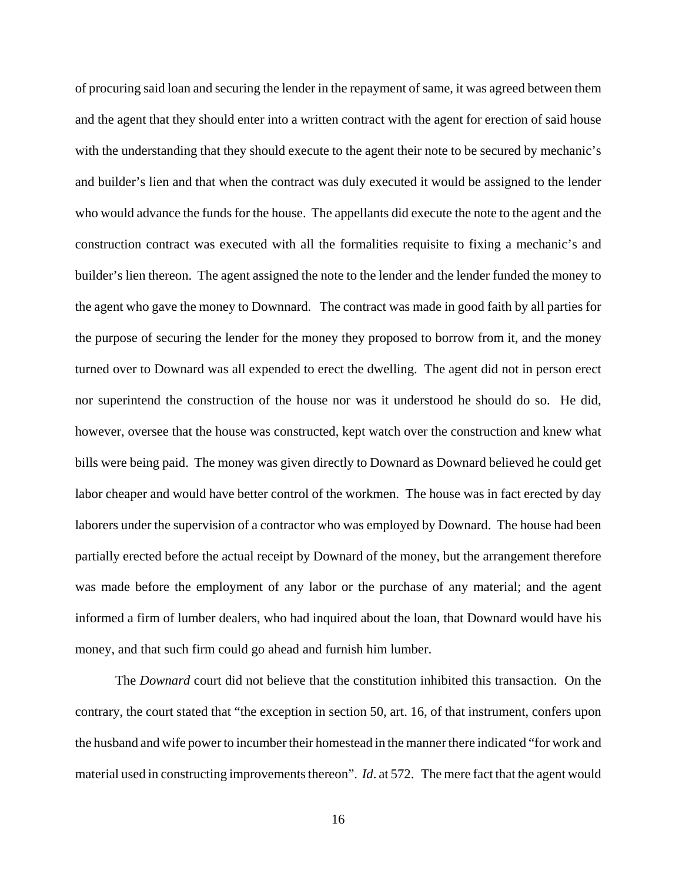of procuring said loan and securing the lender in the repayment of same, it was agreed between them and the agent that they should enter into a written contract with the agent for erection of said house with the understanding that they should execute to the agent their note to be secured by mechanic's and builder's lien and that when the contract was duly executed it would be assigned to the lender who would advance the funds for the house. The appellants did execute the note to the agent and the construction contract was executed with all the formalities requisite to fixing a mechanic's and builder's lien thereon. The agent assigned the note to the lender and the lender funded the money to the agent who gave the money to Downnard. The contract was made in good faith by all parties for the purpose of securing the lender for the money they proposed to borrow from it, and the money turned over to Downard was all expended to erect the dwelling. The agent did not in person erect nor superintend the construction of the house nor was it understood he should do so. He did, however, oversee that the house was constructed, kept watch over the construction and knew what bills were being paid. The money was given directly to Downard as Downard believed he could get labor cheaper and would have better control of the workmen. The house was in fact erected by day laborers under the supervision of a contractor who was employed by Downard. The house had been partially erected before the actual receipt by Downard of the money, but the arrangement therefore was made before the employment of any labor or the purchase of any material; and the agent informed a firm of lumber dealers, who had inquired about the loan, that Downard would have his money, and that such firm could go ahead and furnish him lumber.

The *Downard* court did not believe that the constitution inhibited this transaction. On the contrary, the court stated that "the exception in section 50, art. 16, of that instrument, confers upon the husband and wife power to incumber their homestead in the manner there indicated "for work and material used in constructing improvements thereon". *Id*. at 572. The mere fact that the agent would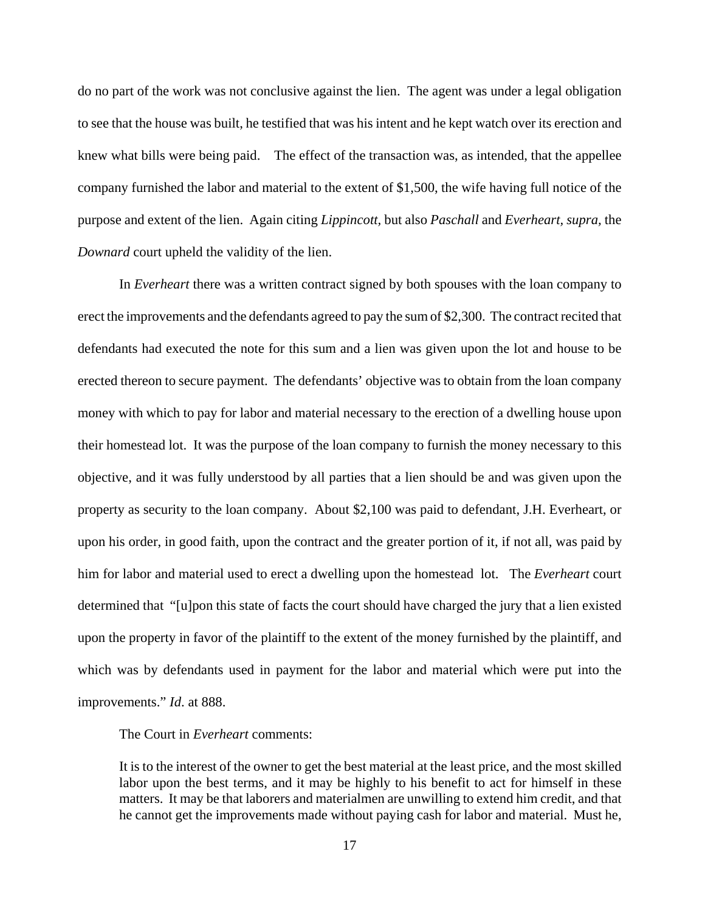do no part of the work was not conclusive against the lien. The agent was under a legal obligation to see that the house was built, he testified that was his intent and he kept watch over its erection and knew what bills were being paid. The effect of the transaction was, as intended, that the appellee company furnished the labor and material to the extent of $1,500, the wife having full notice of the purpose and extent of the lien. Again citing *Lippincott*, but also *Paschall* and *Everheart, supra,* the *Downard* court upheld the validity of the lien.

In *Everheart* there was a written contract signed by both spouses with the loan company to erect the improvements and the defendants agreed to pay the sum of $2,300. The contract recited that defendants had executed the note for this sum and a lien was given upon the lot and house to be erected thereon to secure payment. The defendants' objective was to obtain from the loan company money with which to pay for labor and material necessary to the erection of a dwelling house upon their homestead lot. It was the purpose of the loan company to furnish the money necessary to this objective, and it was fully understood by all parties that a lien should be and was given upon the property as security to the loan company. About $2,100 was paid to defendant, J.H. Everheart, or upon his order, in good faith, upon the contract and the greater portion of it, if not all, was paid by him for labor and material used to erect a dwelling upon the homestead lot. The *Everheart* court determined that "[u]pon this state of facts the court should have charged the jury that a lien existed upon the property in favor of the plaintiff to the extent of the money furnished by the plaintiff, and which was by defendants used in payment for the labor and material which were put into the improvements." *Id.* at 888.

The Court in *Everheart* comments:

> It is to the interest of the owner to get the best material at the least price, and the most skilled labor upon the best terms, and it may be highly to his benefit to act for himself in these matters. It may be that laborers and materialmen are unwilling to extend him credit, and that he cannot get the improvements made without paying cash for labor and material. Must he,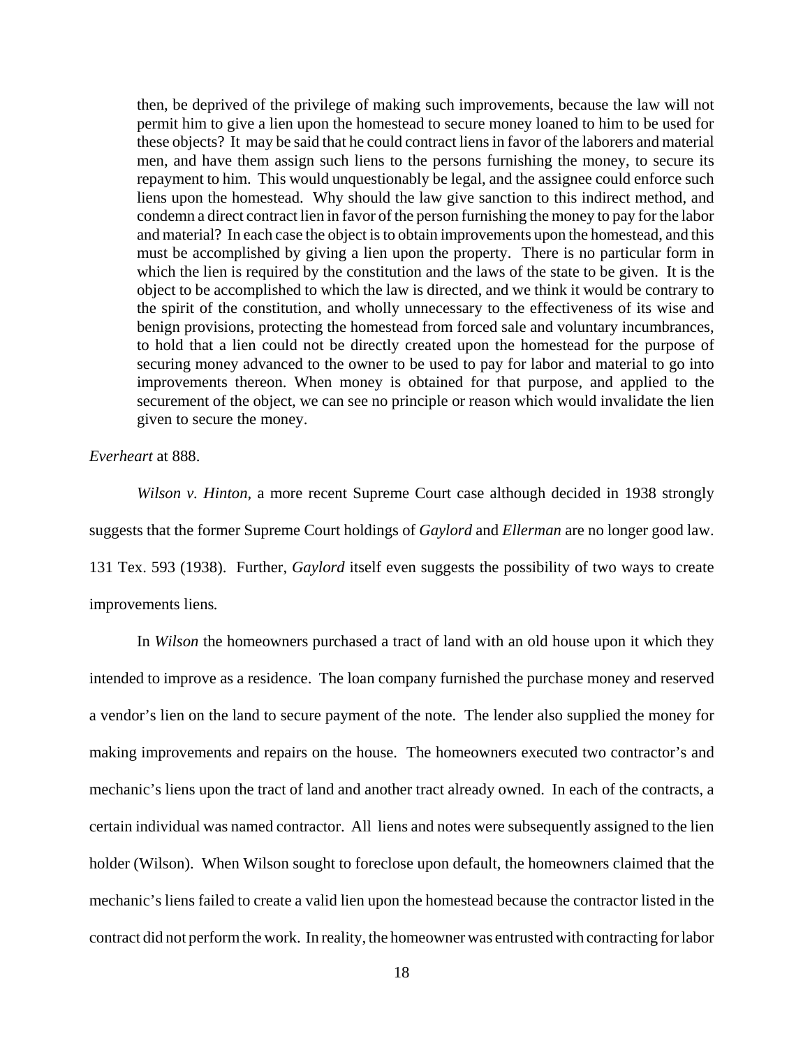> then, be deprived of the privilege of making such improvements, because the law will not permit him to give a lien upon the homestead to secure money loaned to him to be used for these objects? It may be said that he could contract liens in favor of the laborers and material men, and have them assign such liens to the persons furnishing the money, to secure its repayment to him. This would unquestionably be legal, and the assignee could enforce such liens upon the homestead. Why should the law give sanction to this indirect method, and condemn a direct contract lien in favor of the person furnishing the money to pay for the labor and material? In each case the object is to obtain improvements upon the homestead, and this must be accomplished by giving a lien upon the property. There is no particular form in which the lien is required by the constitution and the laws of the state to be given. It is the object to be accomplished to which the law is directed, and we think it would be contrary to the spirit of the constitution, and wholly unnecessary to the effectiveness of its wise and benign provisions, protecting the homestead from forced sale and voluntary incumbrances, to hold that a lien could not be directly created upon the homestead for the purpose of securing money advanced to the owner to be used to pay for labor and material to go into improvements thereon. When money is obtained for that purpose, and applied to the securement of the object, we can see no principle or reason which would invalidate the lien given to secure the money.

*Everheart* at 888.

*Wilson v. Hinton*, a more recent Supreme Court case although decided in 1938 strongly suggests that the former Supreme Court holdings of *Gaylord* and *Ellerman* are no longer good law. 131 Tex. 593 (1938). Further, *Gaylord* itself even suggests the possibility of two ways to create improvements liens.

In *Wilson* the homeowners purchased a tract of land with an old house upon it which they intended to improve as a residence. The loan company furnished the purchase money and reserved a vendor's lien on the land to secure payment of the note. The lender also supplied the money for making improvements and repairs on the house. The homeowners executed two contractor's and mechanic's liens upon the tract of land and another tract already owned. In each of the contracts, a certain individual was named contractor. All liens and notes were subsequently assigned to the lien holder (Wilson). When Wilson sought to foreclose upon default, the homeowners claimed that the mechanic's liens failed to create a valid lien upon the homestead because the contractor listed in the contract did not perform the work. In reality, the homeowner was entrusted with contracting for labor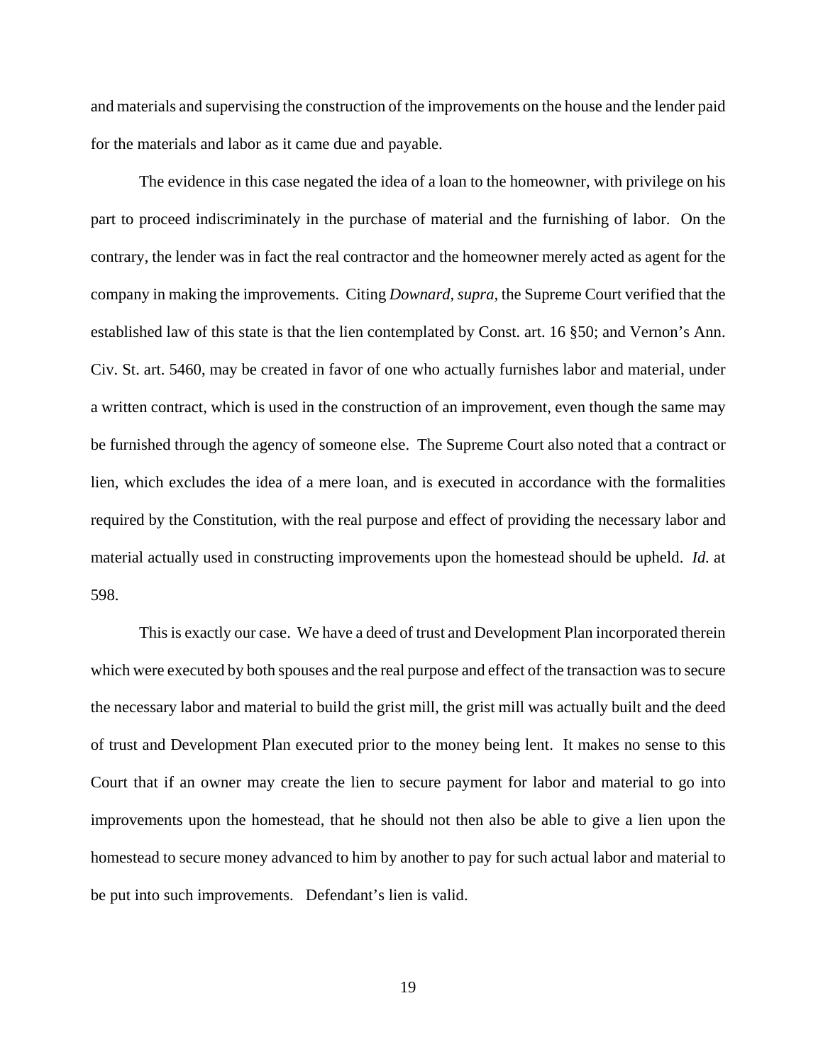and materials and supervising the construction of the improvements on the house and the lender paid for the materials and labor as it came due and payable.

The evidence in this case negated the idea of a loan to the homeowner, with privilege on his part to proceed indiscriminately in the purchase of material and the furnishing of labor. On the contrary, the lender was in fact the real contractor and the homeowner merely acted as agent for the company in making the improvements. Citing *Downard, supra,* the Supreme Court verified that the established law of this state is that the lien contemplated by Const. art. 16 §50; and Vernon's Ann. Civ. St. art. 5460, may be created in favor of one who actually furnishes labor and material, under a written contract, which is used in the construction of an improvement, even though the same may be furnished through the agency of someone else. The Supreme Court also noted that a contract or lien, which excludes the idea of a mere loan, and is executed in accordance with the formalities required by the Constitution, with the real purpose and effect of providing the necessary labor and material actually used in constructing improvements upon the homestead should be upheld. *Id.* at 598.

This is exactly our case. We have a deed of trust and Development Plan incorporated therein which were executed by both spouses and the real purpose and effect of the transaction was to secure the necessary labor and material to build the grist mill, the grist mill was actually built and the deed of trust and Development Plan executed prior to the money being lent. It makes no sense to this Court that if an owner may create the lien to secure payment for labor and material to go into improvements upon the homestead, that he should not then also be able to give a lien upon the homestead to secure money advanced to him by another to pay for such actual labor and material to be put into such improvements. Defendant's lien is valid.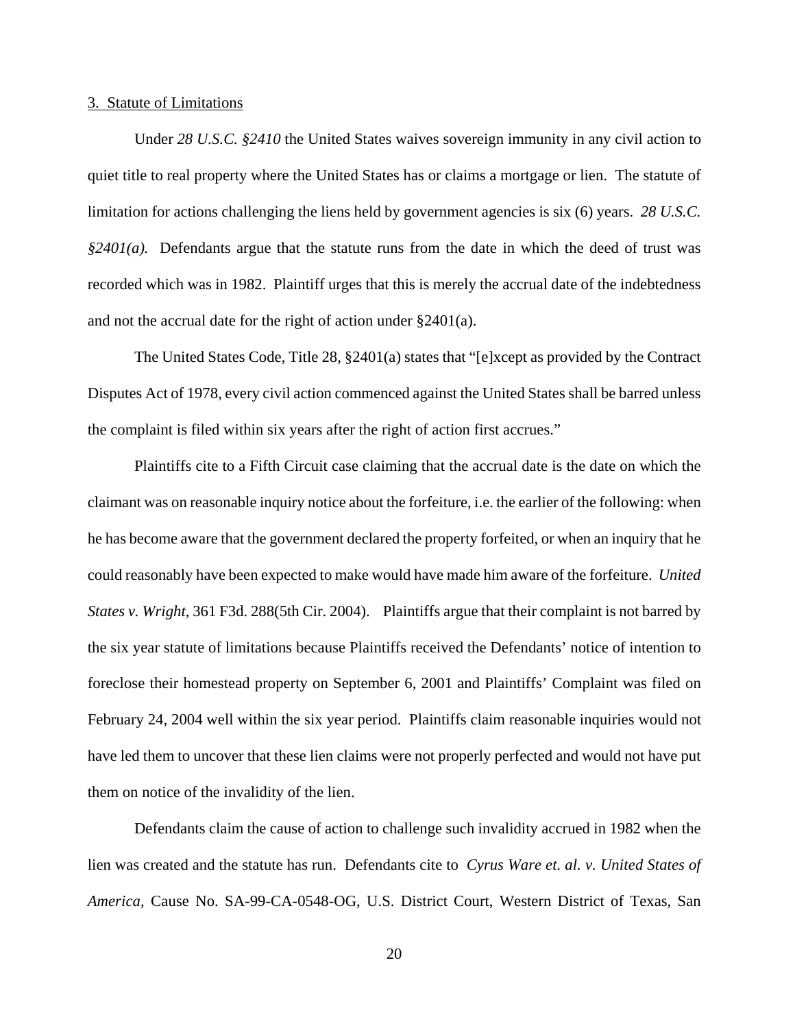3. Statute of Limitations

Under *28 U.S.C. §2410* the United States waives sovereign immunity in any civil action to quiet title to real property where the United States has or claims a mortgage or lien. The statute of limitation for actions challenging the liens held by government agencies is six (6) years. *28 U.S.C. §2401(a).* Defendants argue that the statute runs from the date in which the deed of trust was recorded which was in 1982. Plaintiff urges that this is merely the accrual date of the indebtedness and not the accrual date for the right of action under §2401(a).

The United States Code, Title 28, §2401(a) states that "[e]xcept as provided by the Contract Disputes Act of 1978, every civil action commenced against the United States shall be barred unless the complaint is filed within six years after the right of action first accrues."

Plaintiffs cite to a Fifth Circuit case claiming that the accrual date is the date on which the claimant was on reasonable inquiry notice about the forfeiture, i.e. the earlier of the following: when he has become aware that the government declared the property forfeited, or when an inquiry that he could reasonably have been expected to make would have made him aware of the forfeiture. *United States v. Wright,* 361 F3d. 288(5th Cir. 2004). Plaintiffs argue that their complaint is not barred by the six year statute of limitations because Plaintiffs received the Defendants' notice of intention to foreclose their homestead property on September 6, 2001 and Plaintiffs' Complaint was filed on February 24, 2004 well within the six year period. Plaintiffs claim reasonable inquiries would not have led them to uncover that these lien claims were not properly perfected and would not have put them on notice of the invalidity of the lien.

Defendants claim the cause of action to challenge such invalidity accrued in 1982 when the lien was created and the statute has run. Defendants cite to *Cyrus Ware et. al. v. United States of America,* Cause No. SA-99-CA-0548-OG, U.S. District Court, Western District of Texas, San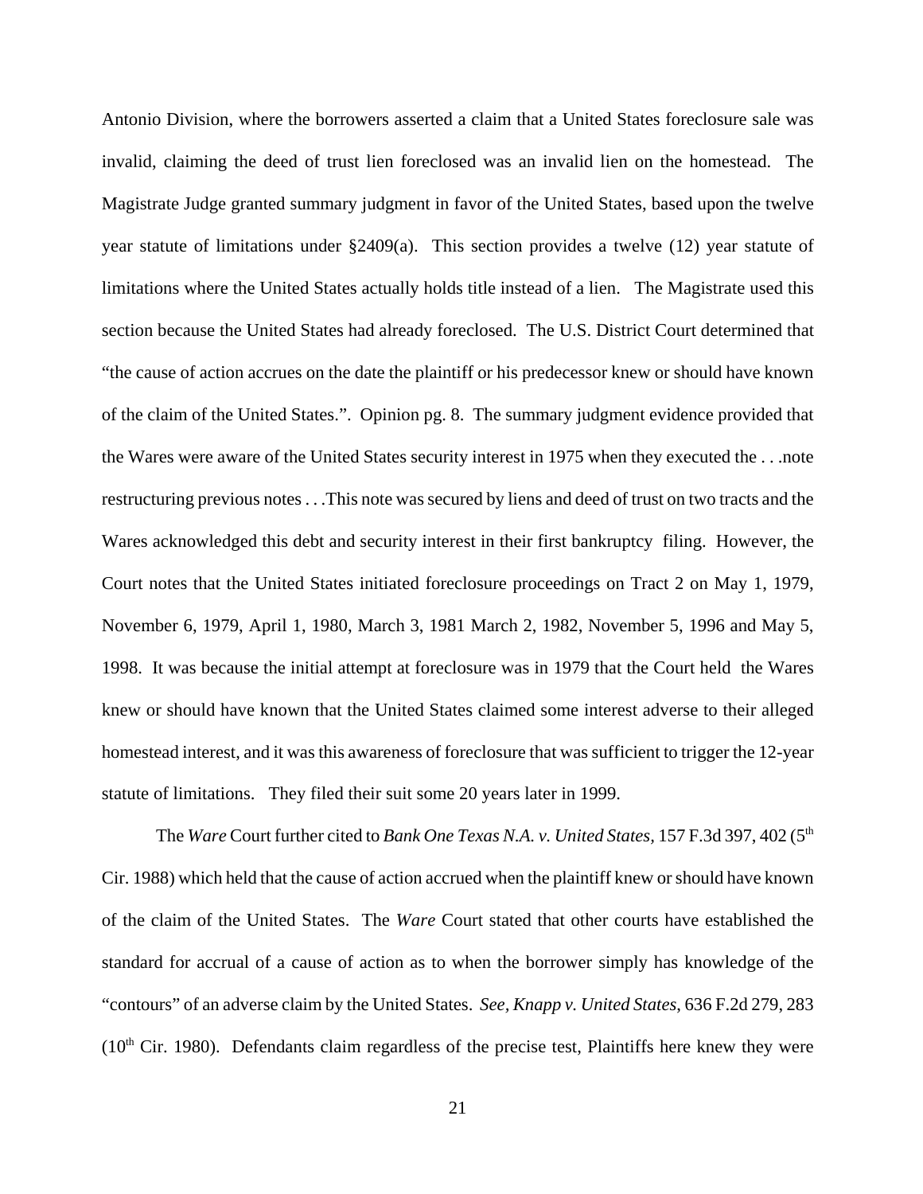Antonio Division, where the borrowers asserted a claim that a United States foreclosure sale was invalid, claiming the deed of trust lien foreclosed was an invalid lien on the homestead. The Magistrate Judge granted summary judgment in favor of the United States, based upon the twelve year statute of limitations under §2409(a). This section provides a twelve (12) year statute of limitations where the United States actually holds title instead of a lien. The Magistrate used this section because the United States had already foreclosed. The U.S. District Court determined that "the cause of action accrues on the date the plaintiff or his predecessor knew or should have known of the claim of the United States.". Opinion pg. 8. The summary judgment evidence provided that the Wares were aware of the United States security interest in 1975 when they executed the . . .note restructuring previous notes . . .This note was secured by liens and deed of trust on two tracts and the Wares acknowledged this debt and security interest in their first bankruptcy filing. However, the Court notes that the United States initiated foreclosure proceedings on Tract 2 on May 1, 1979, November 6, 1979, April 1, 1980, March 3, 1981 March 2, 1982, November 5, 1996 and May 5, 1998. It was because the initial attempt at foreclosure was in 1979 that the Court held the Wares knew or should have known that the United States claimed some interest adverse to their alleged homestead interest, and it was this awareness of foreclosure that was sufficient to trigger the 12-year statute of limitations. They filed their suit some 20 years later in 1999.

The *Ware* Court further cited to *Bank One Texas N.A. v. United States*, 157 F.3d 397, 402 (5th Cir. 1988) which held that the cause of action accrued when the plaintiff knew or should have known of the claim of the United States. The *Ware* Court stated that other courts have established the standard for accrual of a cause of action as to when the borrower simply has knowledge of the "contours" of an adverse claim by the United States. *See*, *Knapp v. United States*, 636 F.2d 279, 283 (10th Cir. 1980). Defendants claim regardless of the precise test, Plaintiffs here knew they were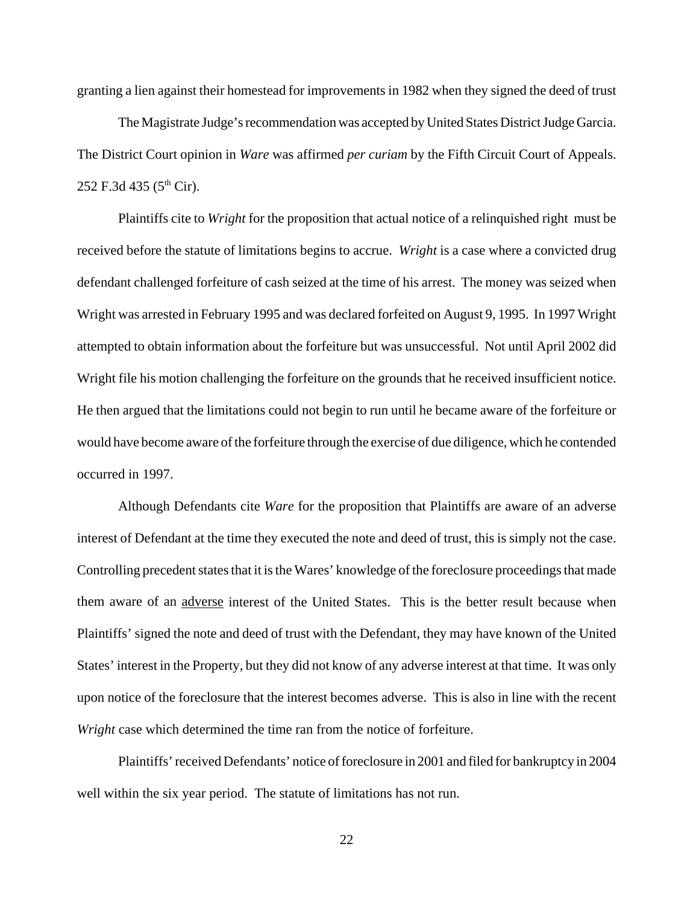granting a lien against their homestead for improvements in 1982 when they signed the deed of trust

The Magistrate Judge's recommendation was accepted by United States District Judge Garcia. The District Court opinion in *Ware* was affirmed *per curiam* by the Fifth Circuit Court of Appeals. 252 F.3d 435 (5th Cir).

Plaintiffs cite to *Wright* for the proposition that actual notice of a relinquished right must be received before the statute of limitations begins to accrue. *Wright* is a case where a convicted drug defendant challenged forfeiture of cash seized at the time of his arrest. The money was seized when Wright was arrested in February 1995 and was declared forfeited on August 9, 1995. In 1997 Wright attempted to obtain information about the forfeiture but was unsuccessful. Not until April 2002 did Wright file his motion challenging the forfeiture on the grounds that he received insufficient notice. He then argued that the limitations could not begin to run until he became aware of the forfeiture or would have become aware of the forfeiture through the exercise of due diligence, which he contended occurred in 1997.

Although Defendants cite *Ware* for the proposition that Plaintiffs are aware of an adverse interest of Defendant at the time they executed the note and deed of trust, this is simply not the case. Controlling precedent states that it is the Wares' knowledge of the foreclosure proceedings that made them aware of an <u>adverse</u> interest of the United States. This is the better result because when Plaintiffs' signed the note and deed of trust with the Defendant, they may have known of the United States' interest in the Property, but they did not know of any adverse interest at that time. It was only upon notice of the foreclosure that the interest becomes adverse. This is also in line with the recent *Wright* case which determined the time ran from the notice of forfeiture.

Plaintiffs' received Defendants' notice of foreclosure in 2001 and filed for bankruptcy in 2004 well within the six year period. The statute of limitations has not run.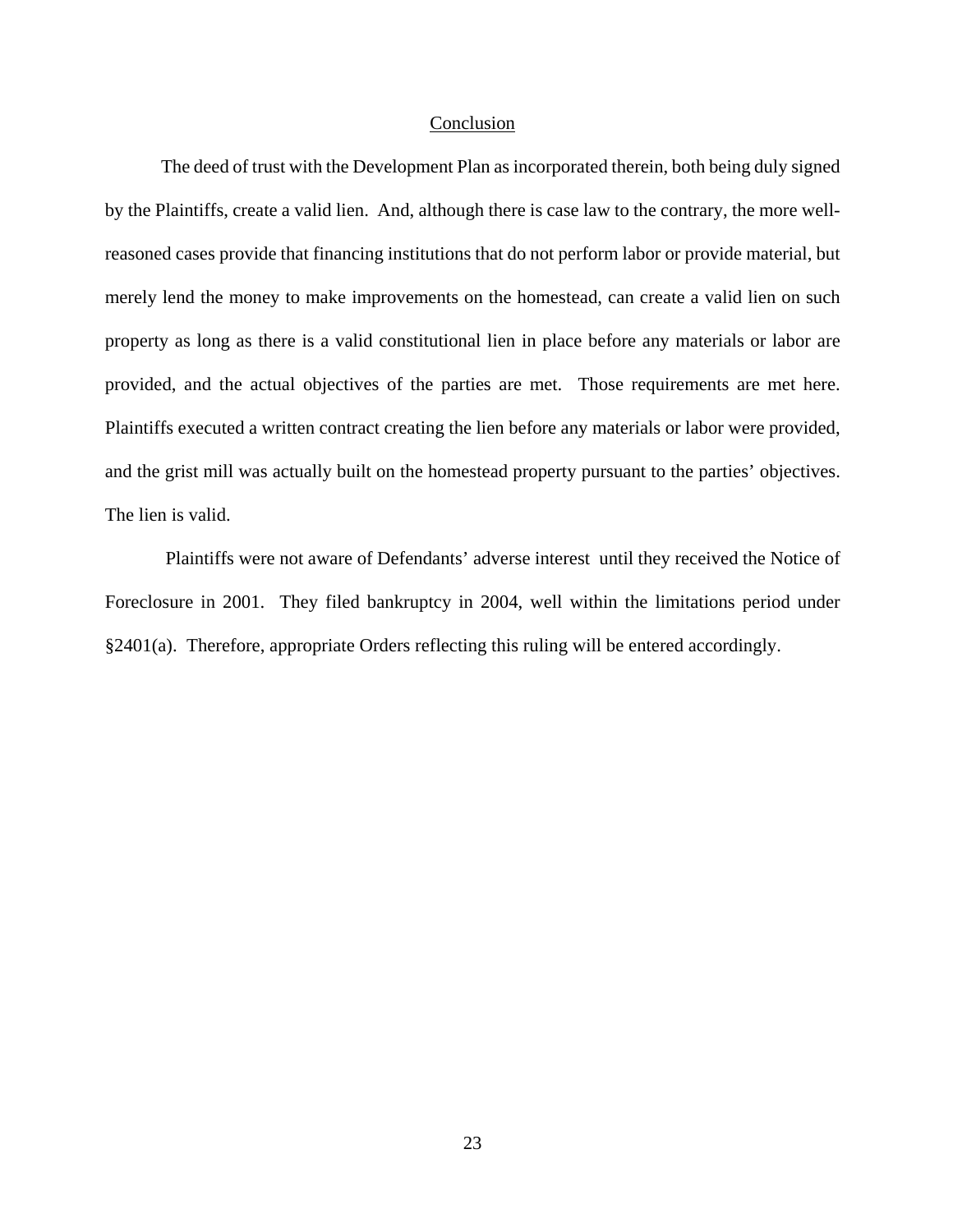## Conclusion

The deed of trust with the Development Plan as incorporated therein, both being duly signed by the Plaintiffs, create a valid lien. And, although there is case law to the contrary, the more well-reasoned cases provide that financing institutions that do not perform labor or provide material, but merely lend the money to make improvements on the homestead, can create a valid lien on such property as long as there is a valid constitutional lien in place before any materials or labor are provided, and the actual objectives of the parties are met. Those requirements are met here. Plaintiffs executed a written contract creating the lien before any materials or labor were provided, and the grist mill was actually built on the homestead property pursuant to the parties' objectives. The lien is valid.

Plaintiffs were not aware of Defendants' adverse interest until they received the Notice of Foreclosure in 2001. They filed bankruptcy in 2004, well within the limitations period under §2401(a). Therefore, appropriate Orders reflecting this ruling will be entered accordingly.